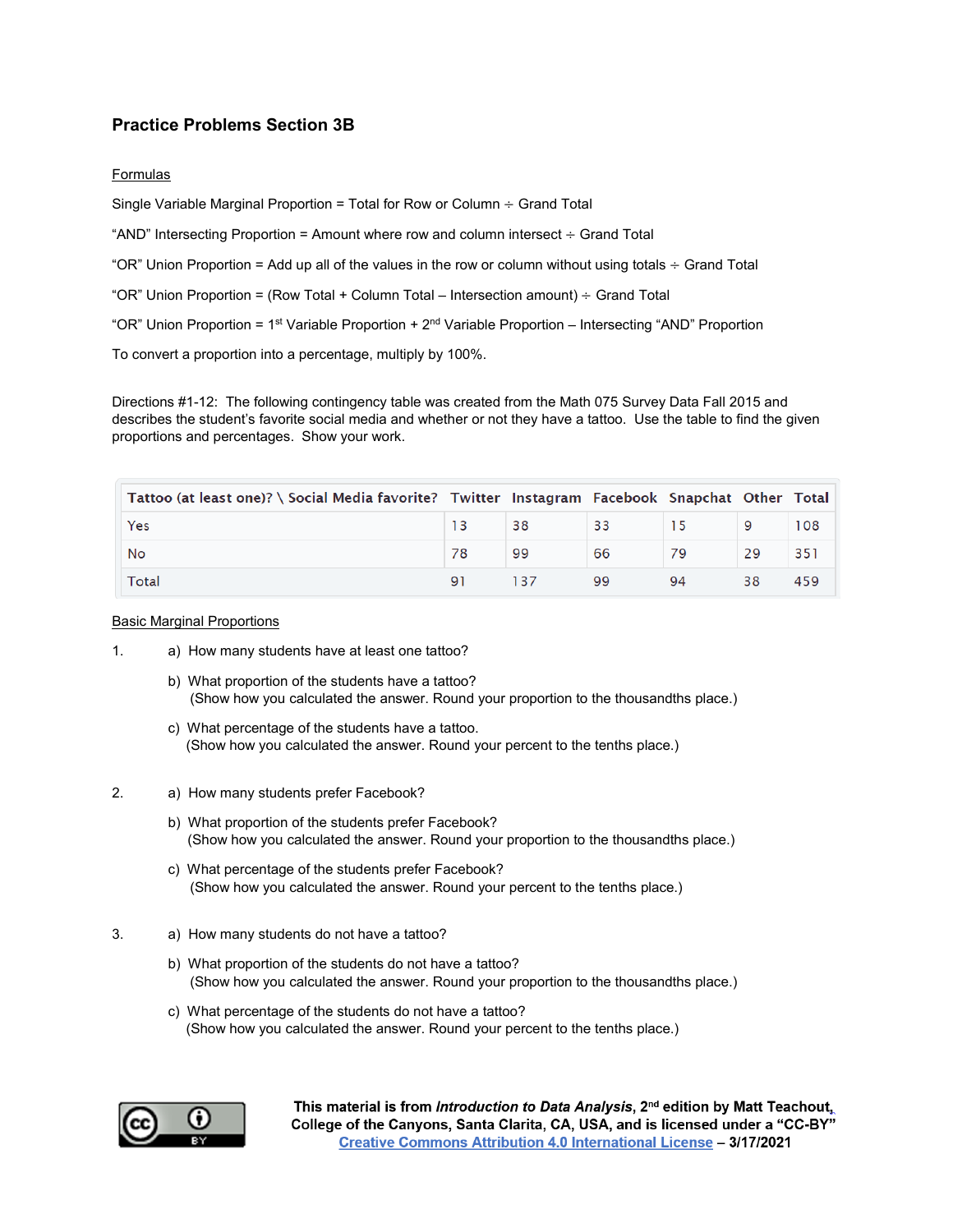## Practice Problems Section 3B

Formulas

Single Variable Marginal Proportion = Total for Row or Column ÷ Grand Total

"AND" Intersecting Proportion = Amount where row and column intersect ÷ Grand Total

"OR" Union Proportion = Add up all of the values in the row or column without using totals ÷ Grand Total

"OR" Union Proportion = (Row Total + Column Total – Intersection amount) ÷ Grand Total

"OR" Union Proportion = 1st Variable Proportion + 2nd Variable Proportion – Intersecting "AND" Proportion

To convert a proportion into a percentage, multiply by 100%.

Directions #1-12: The following contingency table was created from the Math 075 Survey Data Fall 2015 and describes the student's favorite social media and whether or not they have a tattoo. Use the table to find the given proportions and percentages. Show your work.

| Tattoo (at least one)? \ Social Media favorite? | Twitter | Instagram | Facebook | Snapchat | Other | Total |
|---|---|---|---|---|---|---|
| Yes | 13 | 38 | 33 | 15 | 9 | 108 |
| No | 78 | 99 | 66 | 79 | 29 | 351 |
| Total | 91 | 137 | 99 | 94 | 38 | 459 |

Basic Marginal Proportions

1. a) How many students have at least one tattoo?

   b) What proportion of the students have a tattoo?
   (Show how you calculated the answer. Round your proportion to the thousandths place.)

   c) What percentage of the students have a tattoo.
   (Show how you calculated the answer. Round your percent to the tenths place.)

2. a) How many students prefer Facebook?

   b) What proportion of the students prefer Facebook?
   (Show how you calculated the answer. Round your proportion to the thousandths place.)

   c) What percentage of the students prefer Facebook?
   (Show how you calculated the answer. Round your percent to the tenths place.)

3. a) How many students do not have a tattoo?

   b) What proportion of the students do not have a tattoo?
   (Show how you calculated the answer. Round your proportion to the thousandths place.)

   c) What percentage of the students do not have a tattoo?
   (Show how you calculated the answer. Round your percent to the tenths place.)

**This material is from *Introduction to Data Analysis*, 2nd edition by Matt Teachout, College of the Canyons, Santa Clarita, CA, USA, and is licensed under a "CC-BY" Creative Commons Attribution 4.0 International License – 3/17/2021**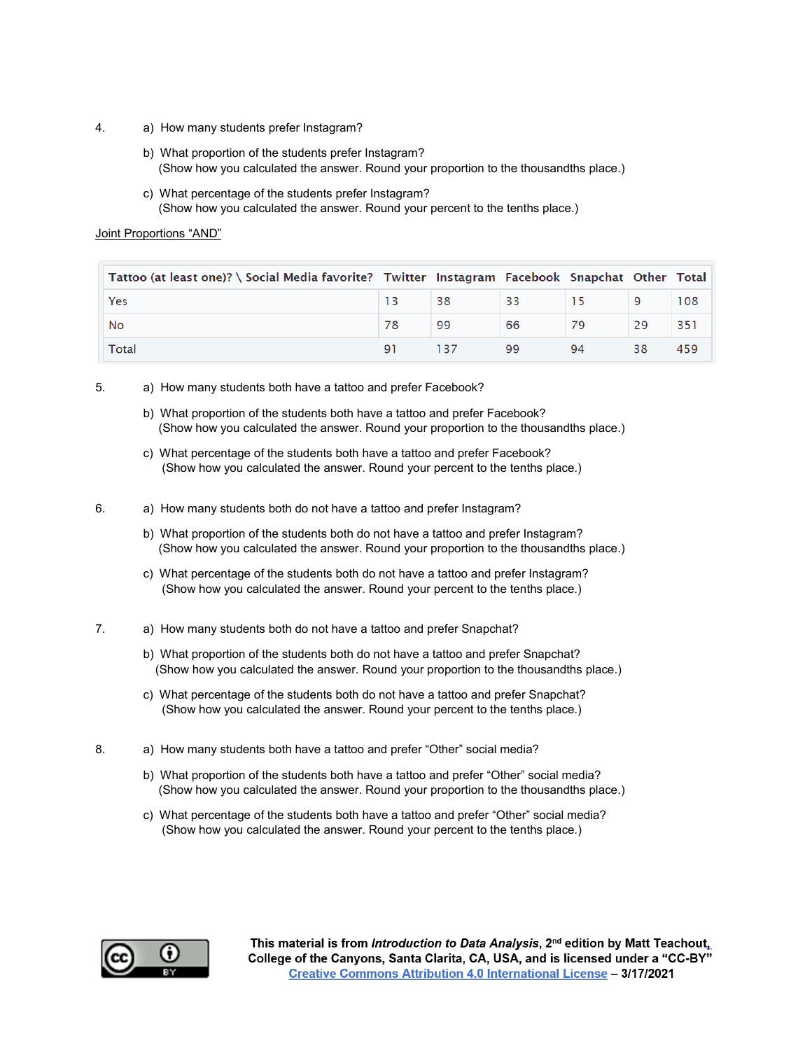4. a) How many students prefer Instagram?

   b) What proportion of the students prefer Instagram?
   (Show how you calculated the answer. Round your proportion to the thousandths place.)

   c) What percentage of the students prefer Instagram?
   (Show how you calculated the answer. Round your percent to the tenths place.)

<u>Joint Proportions "AND"</u>

| Tattoo (at least one)? \ Social Media favorite? | Twitter | Instagram | Facebook | Snapchat | Other | Total |
|---|---|---|---|---|---|---|
| Yes | 13 | 38 | 33 | 15 | 9 | 108 |
| No | 78 | 99 | 66 | 79 | 29 | 351 |
| Total | 91 | 137 | 99 | 94 | 38 | 459 |

5. a) How many students both have a tattoo and prefer Facebook?

   b) What proportion of the students both have a tattoo and prefer Facebook?
   (Show how you calculated the answer. Round your proportion to the thousandths place.)

   c) What percentage of the students both have a tattoo and prefer Facebook?
   (Show how you calculated the answer. Round your percent to the tenths place.)

6. a) How many students both do not have a tattoo and prefer Instagram?

   b) What proportion of the students both do not have a tattoo and prefer Instagram?
   (Show how you calculated the answer. Round your proportion to the thousandths place.)

   c) What percentage of the students both do not have a tattoo and prefer Instagram?
   (Show how you calculated the answer. Round your percent to the tenths place.)

7. a) How many students both do not have a tattoo and prefer Snapchat?

   b) What proportion of the students both do not have a tattoo and prefer Snapchat?
   (Show how you calculated the answer. Round your proportion to the thousandths place.)

   c) What percentage of the students both do not have a tattoo and prefer Snapchat?
   (Show how you calculated the answer. Round your percent to the tenths place.)

8. a) How many students both have a tattoo and prefer "Other" social media?

   b) What proportion of the students both have a tattoo and prefer "Other" social media?
   (Show how you calculated the answer. Round your proportion to the thousandths place.)

   c) What percentage of the students both have a tattoo and prefer "Other" social media?
   (Show how you calculated the answer. Round your percent to the tenths place.)

**This material is from *Introduction to Data Analysis*, 2nd edition by Matt Teachout, College of the Canyons, Santa Clarita, CA, USA, and is licensed under a "CC-BY" Creative Commons Attribution 4.0 International License – 3/17/2021**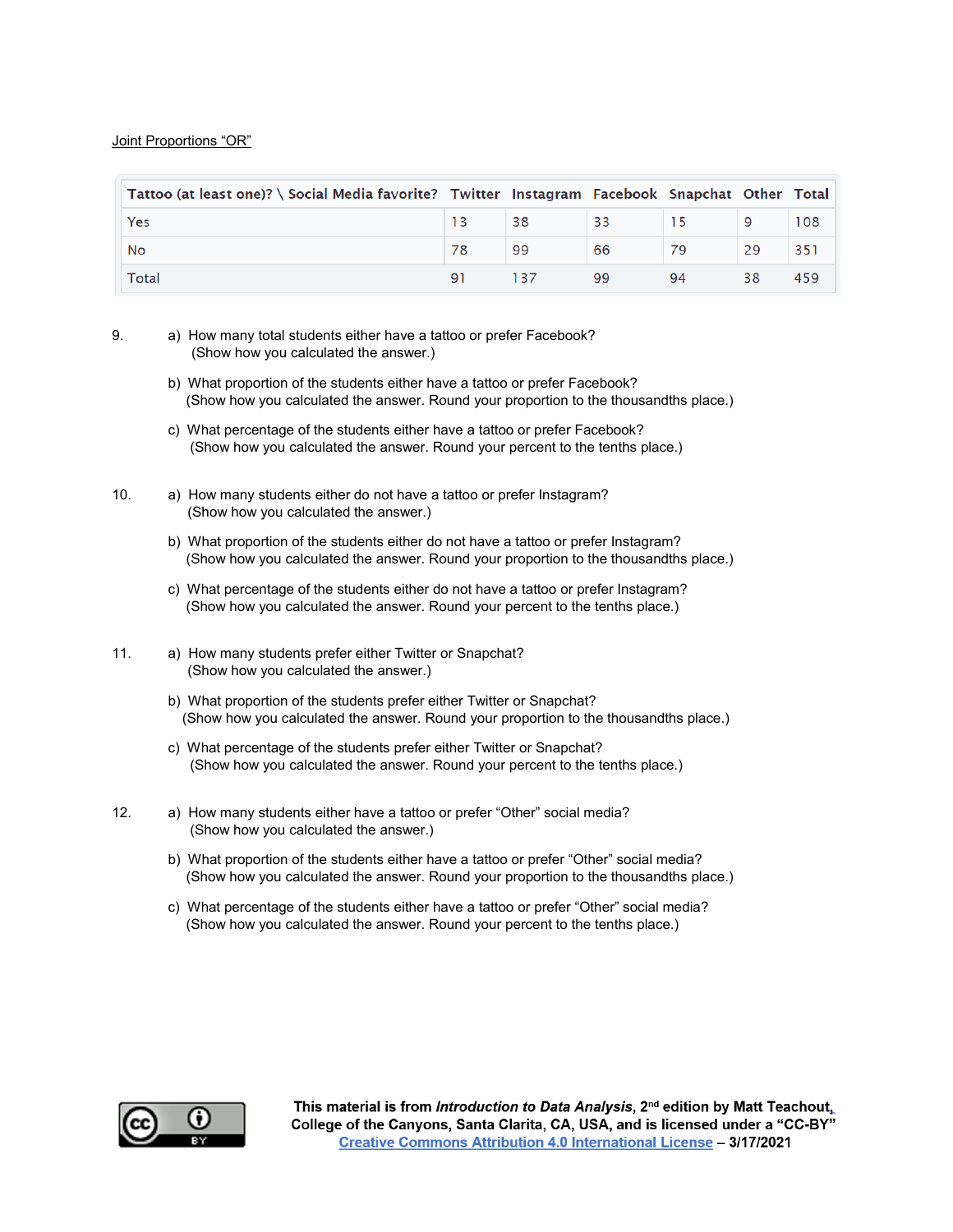Joint Proportions "OR"

| Tattoo (at least one)? \ Social Media favorite? | Twitter | Instagram | Facebook | Snapchat | Other | Total |
|---|---|---|---|---|---|---|
| Yes | 13 | 38 | 33 | 15 | 9 | 108 |
| No | 78 | 99 | 66 | 79 | 29 | 351 |
| Total | 91 | 137 | 99 | 94 | 38 | 459 |

9. a) How many total students either have a tattoo or prefer Facebook?
   (Show how you calculated the answer.)

   b) What proportion of the students either have a tattoo or prefer Facebook?
   (Show how you calculated the answer. Round your proportion to the thousandths place.)

   c) What percentage of the students either have a tattoo or prefer Facebook?
   (Show how you calculated the answer. Round your percent to the tenths place.)

10. a) How many students either do not have a tattoo or prefer Instagram?
    (Show how you calculated the answer.)

    b) What proportion of the students either do not have a tattoo or prefer Instagram?
    (Show how you calculated the answer. Round your proportion to the thousandths place.)

    c) What percentage of the students either do not have a tattoo or prefer Instagram?
    (Show how you calculated the answer. Round your percent to the tenths place.)

11. a) How many students prefer either Twitter or Snapchat?
    (Show how you calculated the answer.)

    b) What proportion of the students prefer either Twitter or Snapchat?
    (Show how you calculated the answer. Round your proportion to the thousandths place.)

    c) What percentage of the students prefer either Twitter or Snapchat?
    (Show how you calculated the answer. Round your percent to the tenths place.)

12. a) How many students either have a tattoo or prefer "Other" social media?
    (Show how you calculated the answer.)

    b) What proportion of the students either have a tattoo or prefer "Other" social media?
    (Show how you calculated the answer. Round your proportion to the thousandths place.)

    c) What percentage of the students either have a tattoo or prefer "Other" social media?
    (Show how you calculated the answer. Round your percent to the tenths place.)

**This material is from *Introduction to Data Analysis*, 2nd edition by Matt Teachout, College of the Canyons, Santa Clarita, CA, USA, and is licensed under a "CC-BY" Creative Commons Attribution 4.0 International License – 3/17/2021**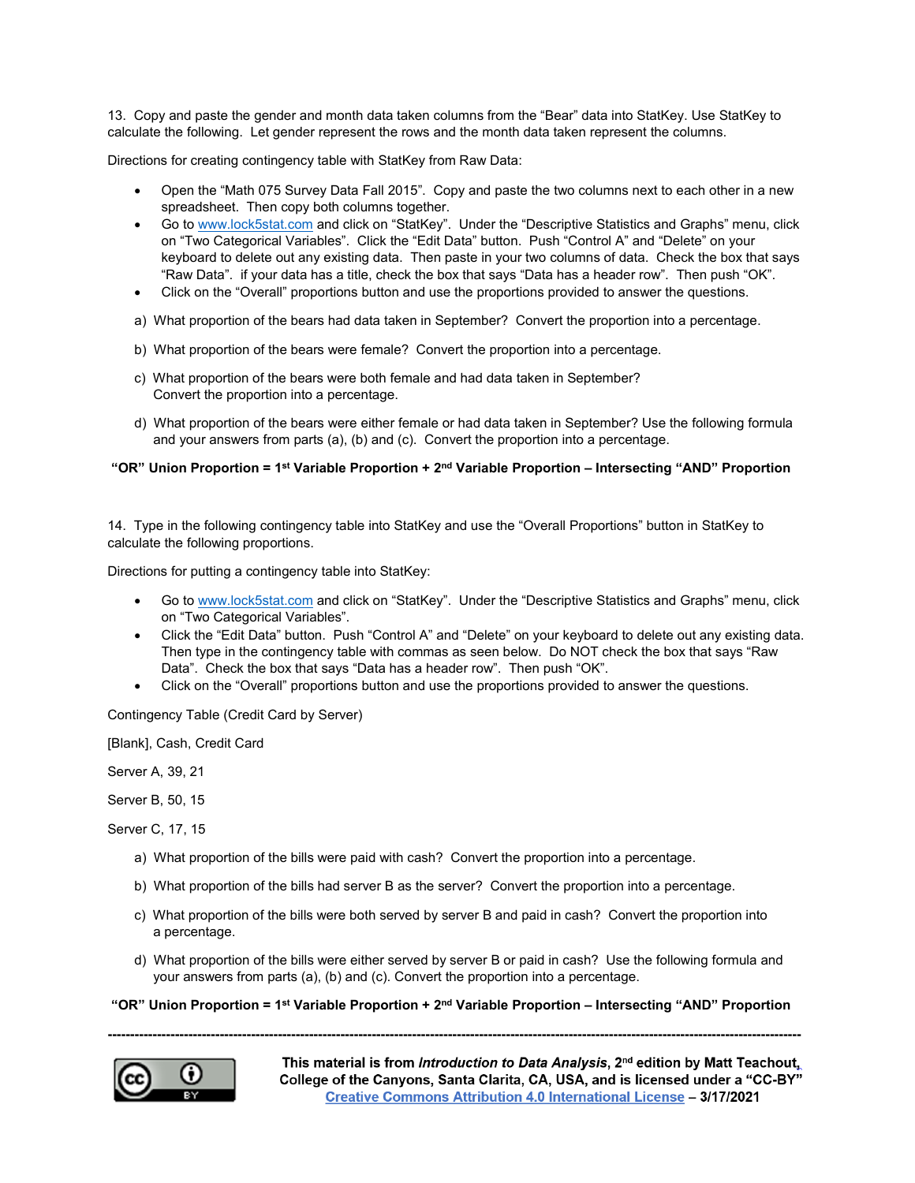13. Copy and paste the gender and month data taken columns from the "Bear" data into StatKey. Use StatKey to calculate the following. Let gender represent the rows and the month data taken represent the columns.

Directions for creating contingency table with StatKey from Raw Data:

- Open the "Math 075 Survey Data Fall 2015". Copy and paste the two columns next to each other in a new spreadsheet. Then copy both columns together.
- Go to www.lock5stat.com and click on "StatKey". Under the "Descriptive Statistics and Graphs" menu, click on "Two Categorical Variables". Click the "Edit Data" button. Push "Control A" and "Delete" on your keyboard to delete out any existing data. Then paste in your two columns of data. Check the box that says "Raw Data". if your data has a title, check the box that says "Data has a header row". Then push "OK".
- Click on the "Overall" proportions button and use the proportions provided to answer the questions.

a) What proportion of the bears had data taken in September? Convert the proportion into a percentage.

b) What proportion of the bears were female? Convert the proportion into a percentage.

c) What proportion of the bears were both female and had data taken in September? Convert the proportion into a percentage.

d) What proportion of the bears were either female or had data taken in September? Use the following formula and your answers from parts (a), (b) and (c). Convert the proportion into a percentage.

**"OR" Union Proportion = 1st Variable Proportion + 2nd Variable Proportion – Intersecting "AND" Proportion**

14. Type in the following contingency table into StatKey and use the "Overall Proportions" button in StatKey to calculate the following proportions.

Directions for putting a contingency table into StatKey:

- Go to www.lock5stat.com and click on "StatKey". Under the "Descriptive Statistics and Graphs" menu, click on "Two Categorical Variables".
- Click the "Edit Data" button. Push "Control A" and "Delete" on your keyboard to delete out any existing data. Then type in the contingency table with commas as seen below. Do NOT check the box that says "Raw Data". Check the box that says "Data has a header row". Then push "OK".
- Click on the "Overall" proportions button and use the proportions provided to answer the questions.

Contingency Table (Credit Card by Server)

[Blank], Cash, Credit Card

Server A, 39, 21

Server B, 50, 15

Server C, 17, 15

a) What proportion of the bills were paid with cash? Convert the proportion into a percentage.

b) What proportion of the bills had server B as the server? Convert the proportion into a percentage.

c) What proportion of the bills were both served by server B and paid in cash? Convert the proportion into a percentage.

d) What proportion of the bills were either served by server B or paid in cash? Use the following formula and your answers from parts (a), (b) and (c). Convert the proportion into a percentage.

**"OR" Union Proportion = 1st Variable Proportion + 2nd Variable Proportion – Intersecting "AND" Proportion**

---

**This material is from *Introduction to Data Analysis*, 2nd edition by Matt Teachout, College of the Canyons, Santa Clarita, CA, USA, and is licensed under a "CC-BY" Creative Commons Attribution 4.0 International License – 3/17/2021**